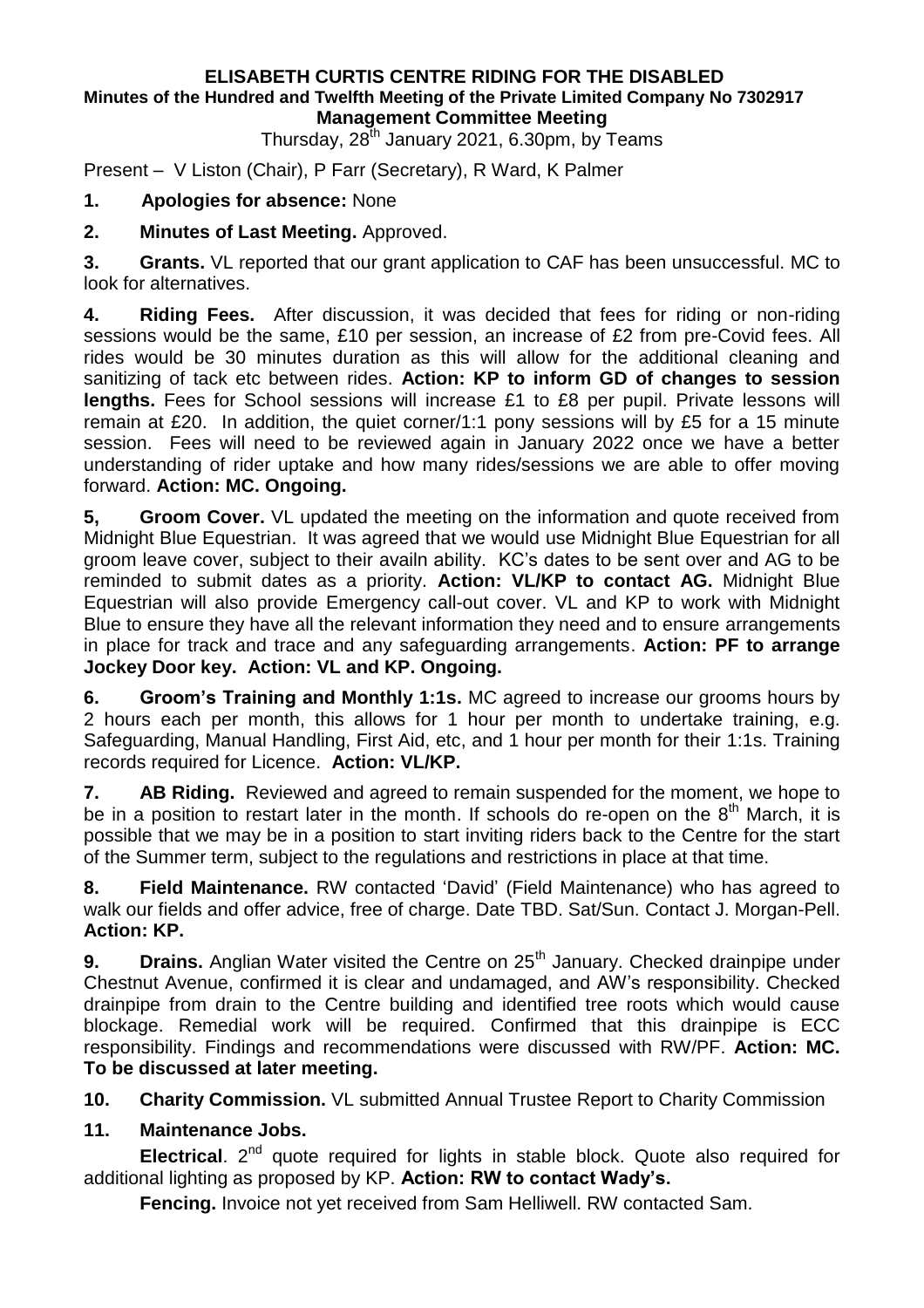# ELISABETH CURTIS CENTRE RIDING FOR THE DISABLED

**Minutes of the Hundred and Twelfth Meeting of the Private Limited Company No 7302917**

**Management Committee Meeting**

Thursday, 28th January 2021, 6.30pm, by Teams

Present – V Liston (Chair), P Farr (Secretary), R Ward, K Palmer

**1. Apologies for absence:** None

**2. Minutes of Last Meeting.** Approved.

**3. Grants.** VL reported that our grant application to CAF has been unsuccessful. MC to look for alternatives.

**4. Riding Fees.** After discussion, it was decided that fees for riding or non-riding sessions would be the same, £10 per session, an increase of £2 from pre-Covid fees. All rides would be 30 minutes duration as this will allow for the additional cleaning and sanitizing of tack etc between rides. **Action: KP to inform GD of changes to session lengths.** Fees for School sessions will increase £1 to £8 per pupil. Private lessons will remain at £20. In addition, the quiet corner/1:1 pony sessions will by £5 for a 15 minute session. Fees will need to be reviewed again in January 2022 once we have a better understanding of rider uptake and how many rides/sessions we are able to offer moving forward. **Action: MC. Ongoing.**

**5, Groom Cover.** VL updated the meeting on the information and quote received from Midnight Blue Equestrian. It was agreed that we would use Midnight Blue Equestrian for all groom leave cover, subject to their availn ability. KC's dates to be sent over and AG to be reminded to submit dates as a priority. **Action: VL/KP to contact AG.** Midnight Blue Equestrian will also provide Emergency call-out cover. VL and KP to work with Midnight Blue to ensure they have all the relevant information they need and to ensure arrangements in place for track and trace and any safeguarding arrangements. **Action: PF to arrange Jockey Door key. Action: VL and KP. Ongoing.**

**6. Groom's Training and Monthly 1:1s.** MC agreed to increase our grooms hours by 2 hours each per month, this allows for 1 hour per month to undertake training, e.g. Safeguarding, Manual Handling, First Aid, etc, and 1 hour per month for their 1:1s. Training records required for Licence. **Action: VL/KP.**

**7. AB Riding.** Reviewed and agreed to remain suspended for the moment, we hope to be in a position to restart later in the month. If schools do re-open on the 8th March, it is possible that we may be in a position to start inviting riders back to the Centre for the start of the Summer term, subject to the regulations and restrictions in place at that time.

**8. Field Maintenance.** RW contacted 'David' (Field Maintenance) who has agreed to walk our fields and offer advice, free of charge. Date TBD. Sat/Sun. Contact J. Morgan-Pell. **Action: KP.**

**9. Drains.** Anglian Water visited the Centre on 25th January. Checked drainpipe under Chestnut Avenue, confirmed it is clear and undamaged, and AW's responsibility. Checked drainpipe from drain to the Centre building and identified tree roots which would cause blockage. Remedial work will be required. Confirmed that this drainpipe is ECC responsibility. Findings and recommendations were discussed with RW/PF. **Action: MC. To be discussed at later meeting.**

**10. Charity Commission.** VL submitted Annual Trustee Report to Charity Commission

**11. Maintenance Jobs.**

**Electrical**. 2nd quote required for lights in stable block. Quote also required for additional lighting as proposed by KP. **Action: RW to contact Wady's.**

**Fencing.** Invoice not yet received from Sam Helliwell. RW contacted Sam.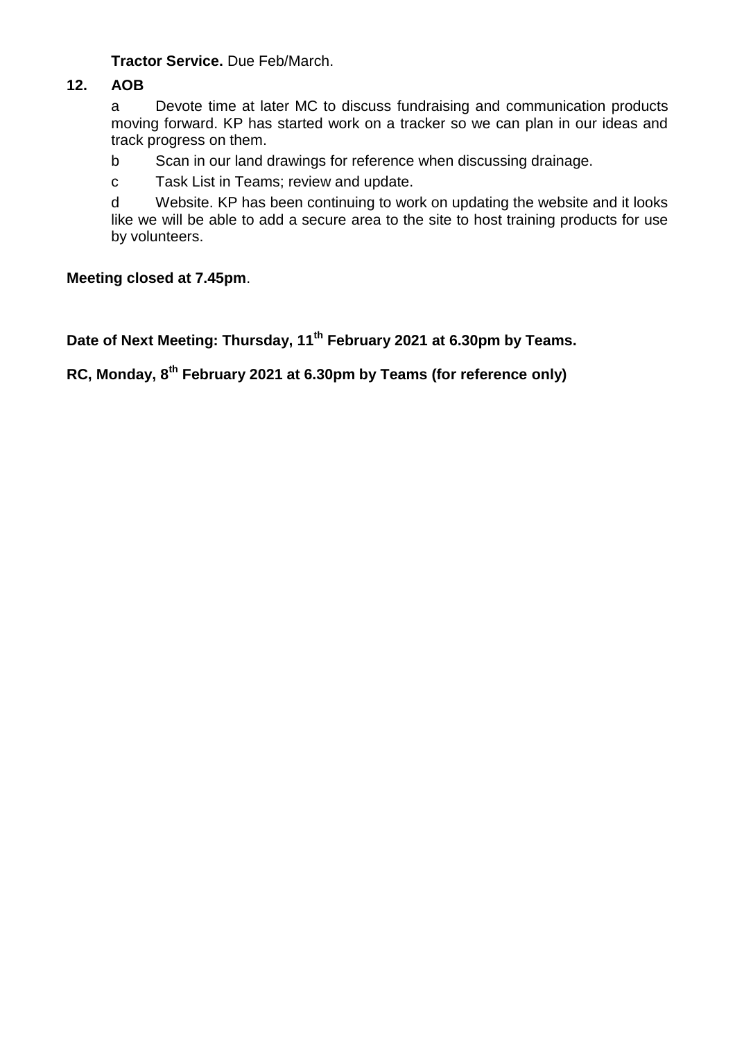**Tractor Service.** Due Feb/March.

## 12. AOB

a Devote time at later MC to discuss fundraising and communication products moving forward. KP has started work on a tracker so we can plan in our ideas and track progress on them.

b Scan in our land drawings for reference when discussing drainage.

c Task List in Teams; review and update.

d Website. KP has been continuing to work on updating the website and it looks like we will be able to add a secure area to the site to host training products for use by volunteers.

**Meeting closed at 7.45pm**.

**Date of Next Meeting: Thursday, 11th February 2021 at 6.30pm by Teams.**

**RC, Monday, 8th February 2021 at 6.30pm by Teams (for reference only)**